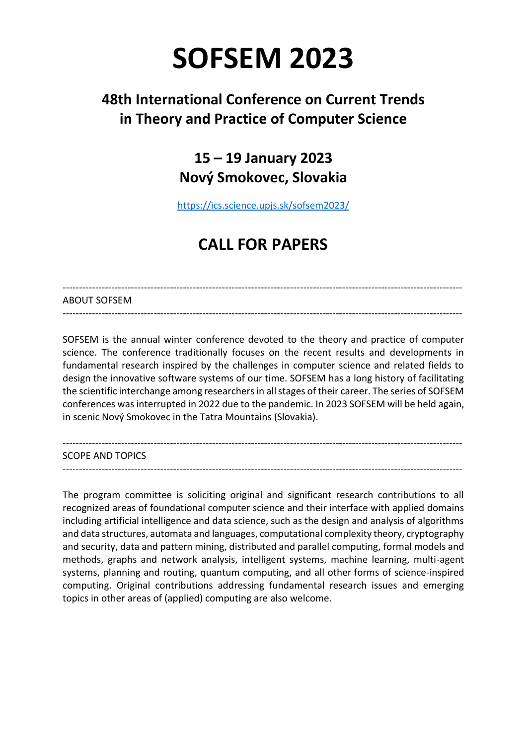# SOFSEM 2023

## 48th International Conference on Current Trends in Theory and Practice of Computer Science

### 15 – 19 January 2023
### Nový Smokovec, Slovakia

https://ics.science.upjs.sk/sofsem2023/

## CALL FOR PAPERS

---

ABOUT SOFSEM

---

SOFSEM is the annual winter conference devoted to the theory and practice of computer science. The conference traditionally focuses on the recent results and developments in fundamental research inspired by the challenges in computer science and related fields to design the innovative software systems of our time. SOFSEM has a long history of facilitating the scientific interchange among researchers in all stages of their career. The series of SOFSEM conferences was interrupted in 2022 due to the pandemic. In 2023 SOFSEM will be held again, in scenic Nový Smokovec in the Tatra Mountains (Slovakia).

---

SCOPE AND TOPICS

---

The program committee is soliciting original and significant research contributions to all recognized areas of foundational computer science and their interface with applied domains including artificial intelligence and data science, such as the design and analysis of algorithms and data structures, automata and languages, computational complexity theory, cryptography and security, data and pattern mining, distributed and parallel computing, formal models and methods, graphs and network analysis, intelligent systems, machine learning, multi-agent systems, planning and routing, quantum computing, and all other forms of science-inspired computing. Original contributions addressing fundamental research issues and emerging topics in other areas of (applied) computing are also welcome.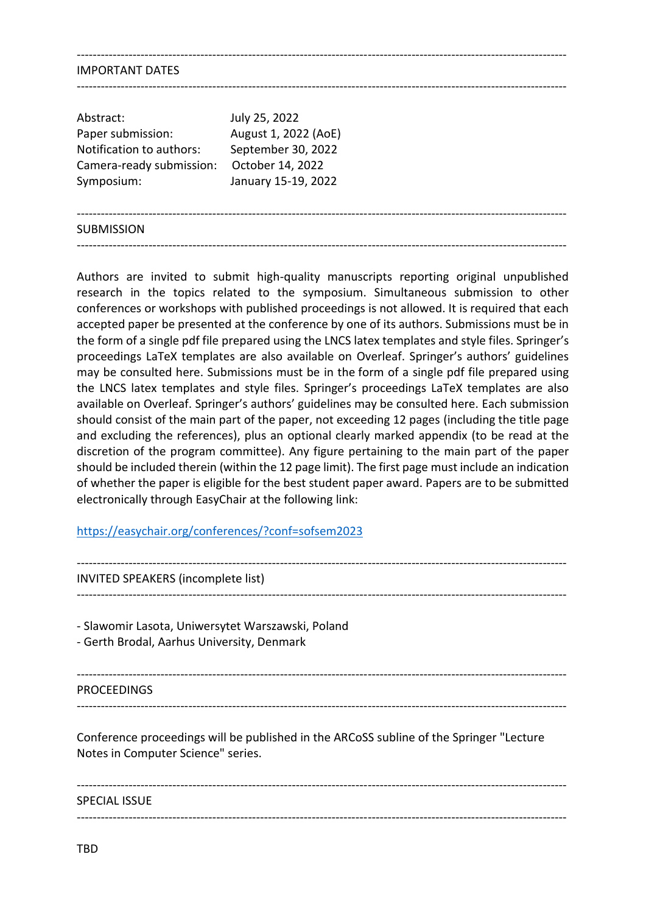---

## IMPORTANT DATES

---

| | |
|---|---|
| Abstract: | July 25, 2022 |
| Paper submission: | August 1, 2022 (AoE) |
| Notification to authors: | September 30, 2022 |
| Camera-ready submission: | October 14, 2022 |
| Symposium: | January 15-19, 2022 |

---

## SUBMISSION

---

Authors are invited to submit high-quality manuscripts reporting original unpublished research in the topics related to the symposium. Simultaneous submission to other conferences or workshops with published proceedings is not allowed. It is required that each accepted paper be presented at the conference by one of its authors. Submissions must be in the form of a single pdf file prepared using the LNCS latex templates and style files. Springer's proceedings LaTeX templates are also available on Overleaf. Springer's authors' guidelines may be consulted here. Submissions must be in the form of a single pdf file prepared using the LNCS latex templates and style files. Springer's proceedings LaTeX templates are also available on Overleaf. Springer's authors' guidelines may be consulted here. Each submission should consist of the main part of the paper, not exceeding 12 pages (including the title page and excluding the references), plus an optional clearly marked appendix (to be read at the discretion of the program committee). Any figure pertaining to the main part of the paper should be included therein (within the 12 page limit). The first page must include an indication of whether the paper is eligible for the best student paper award. Papers are to be submitted electronically through EasyChair at the following link:

https://easychair.org/conferences/?conf=sofsem2023

---

## INVITED SPEAKERS (incomplete list)

---

- Slawomir Lasota, Uniwersytet Warszawski, Poland
- Gerth Brodal, Aarhus University, Denmark

---

## PROCEEDINGS

---

Conference proceedings will be published in the ARCoSS subline of the Springer "Lecture Notes in Computer Science" series.

---

## SPECIAL ISSUE

---

TBD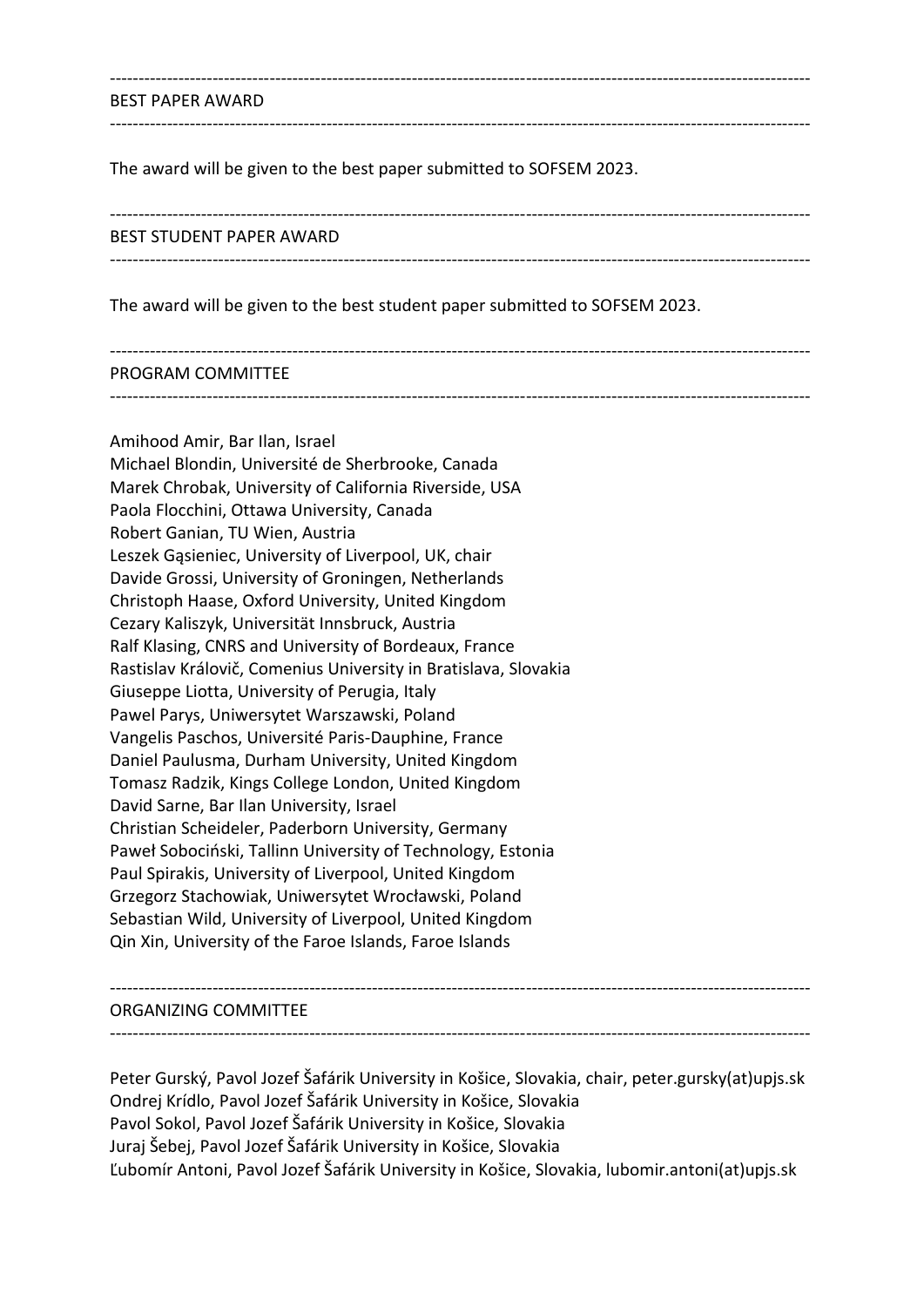## BEST PAPER AWARD

The award will be given to the best paper submitted to SOFSEM 2023.

## BEST STUDENT PAPER AWARD

The award will be given to the best student paper submitted to SOFSEM 2023.

## PROGRAM COMMITTEE

Amihood Amir, Bar Ilan, Israel
Michael Blondin, Université de Sherbrooke, Canada
Marek Chrobak, University of California Riverside, USA
Paola Flocchini, Ottawa University, Canada
Robert Ganian, TU Wien, Austria
Leszek Gąsieniec, University of Liverpool, UK, chair
Davide Grossi, University of Groningen, Netherlands
Christoph Haase, Oxford University, United Kingdom
Cezary Kaliszyk, Universität Innsbruck, Austria
Ralf Klasing, CNRS and University of Bordeaux, France
Rastislav Královič, Comenius University in Bratislava, Slovakia
Giuseppe Liotta, University of Perugia, Italy
Pawel Parys, Uniwersytet Warszawski, Poland
Vangelis Paschos, Université Paris-Dauphine, France
Daniel Paulusma, Durham University, United Kingdom
Tomasz Radzik, Kings College London, United Kingdom
David Sarne, Bar Ilan University, Israel
Christian Scheideler, Paderborn University, Germany
Paweł Sobociński, Tallinn University of Technology, Estonia
Paul Spirakis, University of Liverpool, United Kingdom
Grzegorz Stachowiak, Uniwersytet Wrocławski, Poland
Sebastian Wild, University of Liverpool, United Kingdom
Qin Xin, University of the Faroe Islands, Faroe Islands

## ORGANIZING COMMITTEE

Peter Gurský, Pavol Jozef Šafárik University in Košice, Slovakia, chair, peter.gursky(at)upjs.sk
Ondrej Krídlo, Pavol Jozef Šafárik University in Košice, Slovakia
Pavol Sokol, Pavol Jozef Šafárik University in Košice, Slovakia
Juraj Šebej, Pavol Jozef Šafárik University in Košice, Slovakia
Ľubomír Antoni, Pavol Jozef Šafárik University in Košice, Slovakia, lubomir.antoni(at)upjs.sk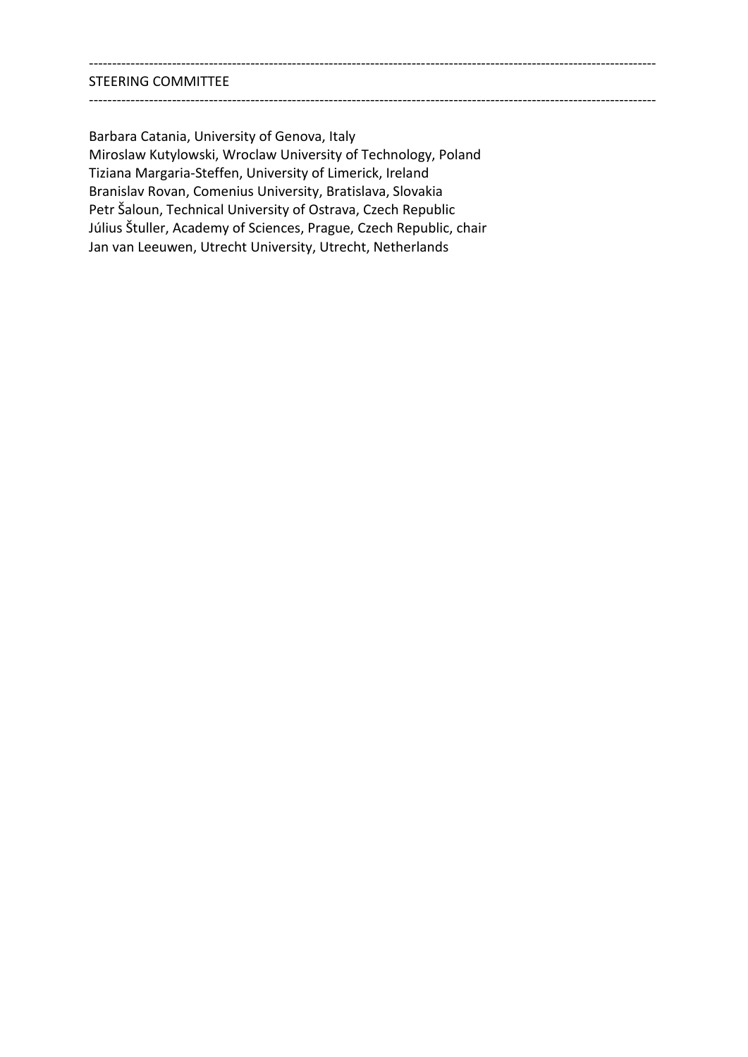## STEERING COMMITTEE

Barbara Catania, University of Genova, Italy  
Miroslaw Kutylowski, Wroclaw University of Technology, Poland  
Tiziana Margaria-Steffen, University of Limerick, Ireland  
Branislav Rovan, Comenius University, Bratislava, Slovakia  
Petr Šaloun, Technical University of Ostrava, Czech Republic  
Július Štuller, Academy of Sciences, Prague, Czech Republic, chair  
Jan van Leeuwen, Utrecht University, Utrecht, Netherlands